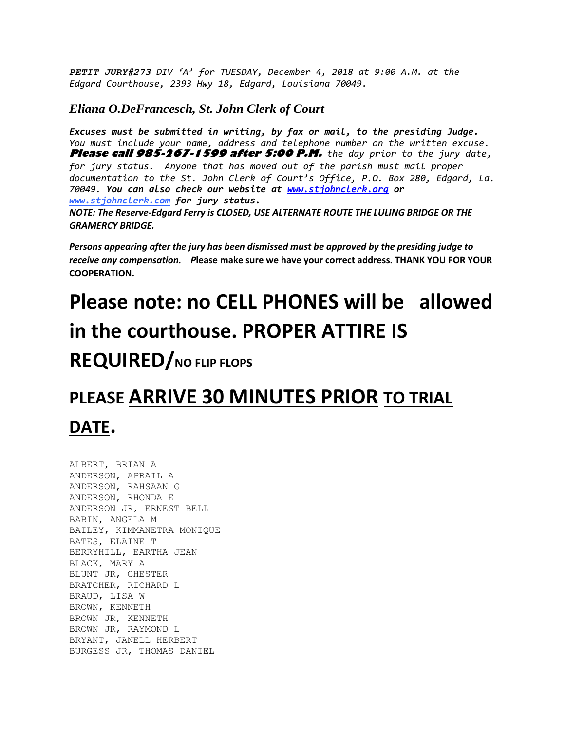***PETIT JURY#273*** *DIV 'A' for TUESDAY, December 4, 2018 at 9:00 A.M. at the Edgard Courthouse, 2393 Hwy 18, Edgard, Louisiana 70049.*

### *Eliana O.DeFrancesch, St. John Clerk of Court*

***Excuses must be submitted in writing, by fax or mail, to the presiding Judge.*** *You must include your name, address and telephone number on the written excuse.* ***Please call 985-267-1599 after 5:00 P.M.*** *the day prior to the jury date, for jury status. Anyone that has moved out of the parish must mail proper documentation to the St. John Clerk of Court's Office, P.O. Box 280, Edgard, La. 70049.* ***You can also check our website at [www.stjohnclerk.org](http://www.stjohnclerk.org) or [www.stjohnclerk.com](http://www.stjohnclerk.com) for jury status.***

***NOTE: The Reserve-Edgard Ferry is CLOSED, USE ALTERNATE ROUTE THE LULING BRIDGE OR THE GRAMERCY BRIDGE.***

***Persons appearing after the jury has been dismissed must be approved by the presiding judge to receive any compensation.*** **Please make sure we have your correct address. THANK YOU FOR YOUR COOPERATION.**

# Please note: no CELL PHONES will be allowed in the courthouse. PROPER ATTIRE IS REQUIRED/NO FLIP FLOPS

# PLEASE ARRIVE 30 MINUTES PRIOR TO TRIAL DATE.

ALBERT, BRIAN A
ANDERSON, APRAIL A
ANDERSON, RAHSAAN G
ANDERSON, RHONDA E
ANDERSON JR, ERNEST BELL
BABIN, ANGELA M
BAILEY, KIMMANETRA MONIQUE
BATES, ELAINE T
BERRYHILL, EARTHA JEAN
BLACK, MARY A
BLUNT JR, CHESTER
BRATCHER, RICHARD L
BRAUD, LISA W
BROWN, KENNETH
BROWN JR, KENNETH
BROWN JR, RAYMOND L
BRYANT, JANELL HERBERT
BURGESS JR, THOMAS DANIEL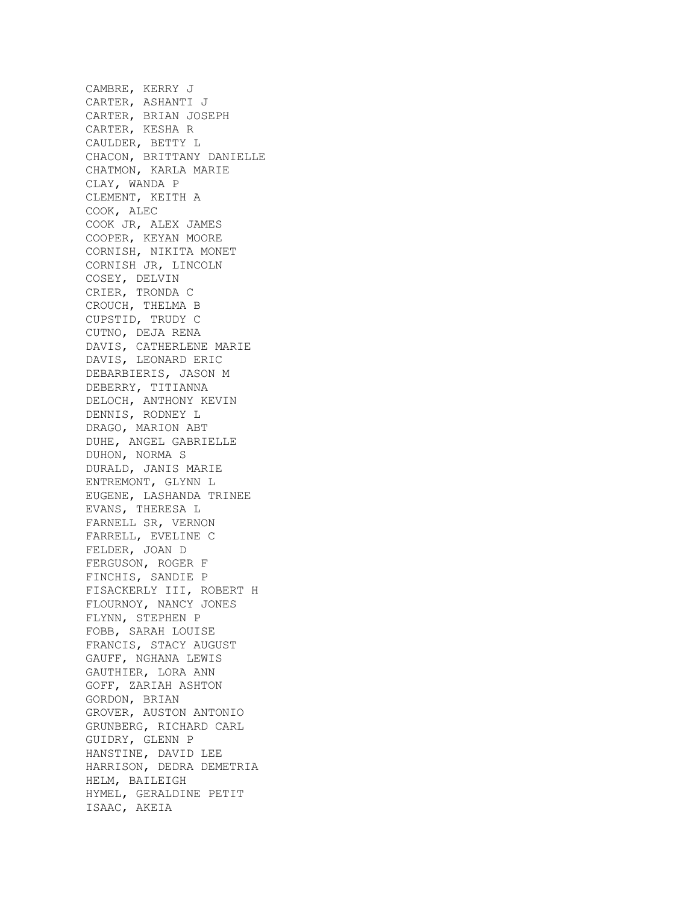CAMBRE, KERRY J
CARTER, ASHANTI J
CARTER, BRIAN JOSEPH
CARTER, KESHA R
CAULDER, BETTY L
CHACON, BRITTANY DANIELLE
CHATMON, KARLA MARIE
CLAY, WANDA P
CLEMENT, KEITH A
COOK, ALEC
COOK JR, ALEX JAMES
COOPER, KEYAN MOORE
CORNISH, NIKITA MONET
CORNISH JR, LINCOLN
COSEY, DELVIN
CRIER, TRONDA C
CROUCH, THELMA B
CUPSTID, TRUDY C
CUTNO, DEJA RENA
DAVIS, CATHERLENE MARIE
DAVIS, LEONARD ERIC
DEBARBIERIS, JASON M
DEBERRY, TITIANNA
DELOCH, ANTHONY KEVIN
DENNIS, RODNEY L
DRAGO, MARION ABT
DUHE, ANGEL GABRIELLE
DUHON, NORMA S
DURALD, JANIS MARIE
ENTREMONT, GLYNN L
EUGENE, LASHANDA TRINEE
EVANS, THERESA L
FARNELL SR, VERNON
FARRELL, EVELINE C
FELDER, JOAN D
FERGUSON, ROGER F
FINCHIS, SANDIE P
FISACKERLY III, ROBERT H
FLOURNOY, NANCY JONES
FLYNN, STEPHEN P
FOBB, SARAH LOUISE
FRANCIS, STACY AUGUST
GAUFF, NGHANA LEWIS
GAUTHIER, LORA ANN
GOFF, ZARIAH ASHTON
GORDON, BRIAN
GROVER, AUSTON ANTONIO
GRUNBERG, RICHARD CARL
GUIDRY, GLENN P
HANSTINE, DAVID LEE
HARRISON, DEDRA DEMETRIA
HELM, BAILEIGH
HYMEL, GERALDINE PETIT
ISAAC, AKEIA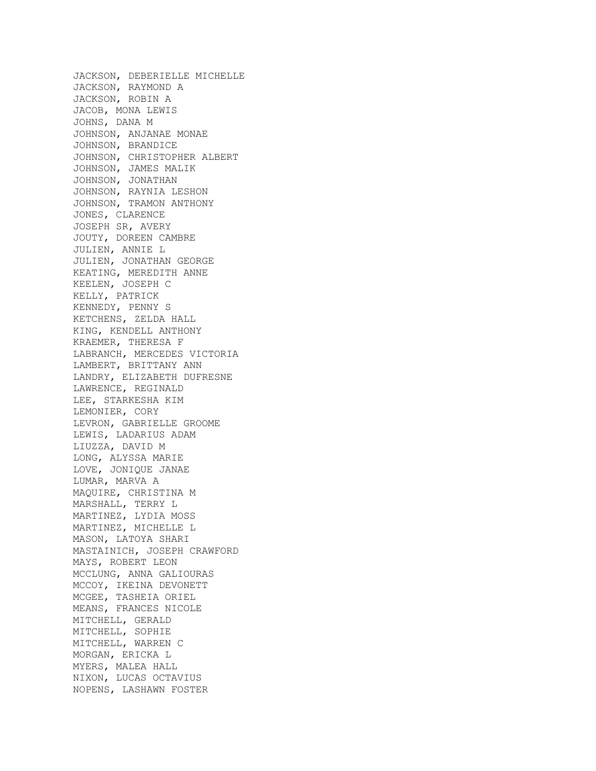JACKSON, DEBERIELLE MICHELLE
JACKSON, RAYMOND A
JACKSON, ROBIN A
JACOB, MONA LEWIS
JOHNS, DANA M
JOHNSON, ANJANAE MONAE
JOHNSON, BRANDICE
JOHNSON, CHRISTOPHER ALBERT
JOHNSON, JAMES MALIK
JOHNSON, JONATHAN
JOHNSON, RAYNIA LESHON
JOHNSON, TRAMON ANTHONY
JONES, CLARENCE
JOSEPH SR, AVERY
JOUTY, DOREEN CAMBRE
JULIEN, ANNIE L
JULIEN, JONATHAN GEORGE
KEATING, MEREDITH ANNE
KEELEN, JOSEPH C
KELLY, PATRICK
KENNEDY, PENNY S
KETCHENS, ZELDA HALL
KING, KENDELL ANTHONY
KRAEMER, THERESA F
LABRANCH, MERCEDES VICTORIA
LAMBERT, BRITTANY ANN
LANDRY, ELIZABETH DUFRESNE
LAWRENCE, REGINALD
LEE, STARKESHA KIM
LEMONIER, CORY
LEVRON, GABRIELLE GROOME
LEWIS, LADARIUS ADAM
LIUZZA, DAVID M
LONG, ALYSSA MARIE
LOVE, JONIQUE JANAE
LUMAR, MARVA A
MAQUIRE, CHRISTINA M
MARSHALL, TERRY L
MARTINEZ, LYDIA MOSS
MARTINEZ, MICHELLE L
MASON, LATOYA SHARI
MASTAINICH, JOSEPH CRAWFORD
MAYS, ROBERT LEON
MCCLUNG, ANNA GALIOURAS
MCCOY, IKEINA DEVONETT
MCGEE, TASHEIA ORIEL
MEANS, FRANCES NICOLE
MITCHELL, GERALD
MITCHELL, SOPHIE
MITCHELL, WARREN C
MORGAN, ERICKA L
MYERS, MALEA HALL
NIXON, LUCAS OCTAVIUS
NOPENS, LASHAWN FOSTER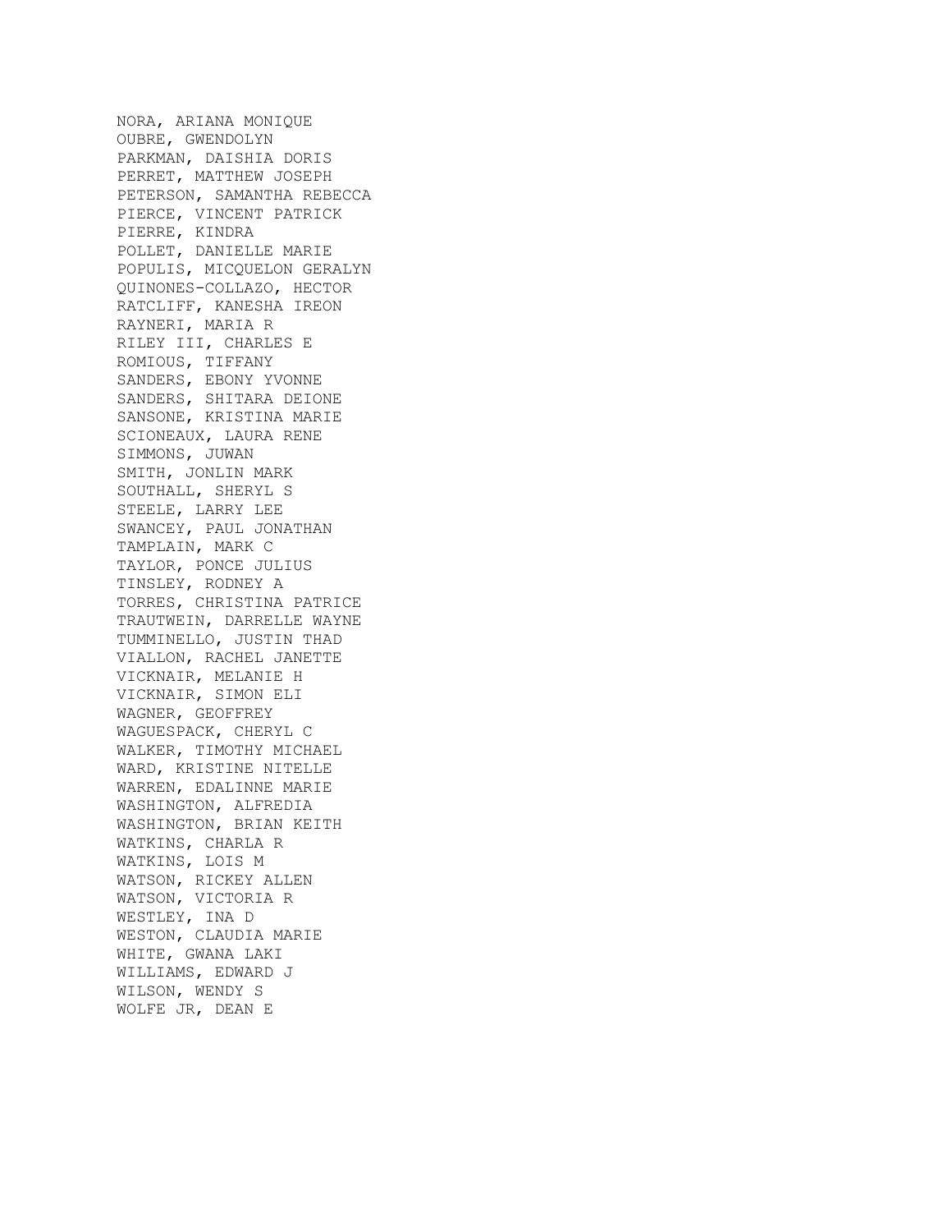NORA, ARIANA MONIQUE
OUBRE, GWENDOLYN
PARKMAN, DAISHIA DORIS
PERRET, MATTHEW JOSEPH
PETERSON, SAMANTHA REBECCA
PIERCE, VINCENT PATRICK
PIERRE, KINDRA
POLLET, DANIELLE MARIE
POPULIS, MICQUELON GERALYN
QUINONES-COLLAZO, HECTOR
RATCLIFF, KANESHA IREON
RAYNERI, MARIA R
RILEY III, CHARLES E
ROMIOUS, TIFFANY
SANDERS, EBONY YVONNE
SANDERS, SHITARA DEIONE
SANSONE, KRISTINA MARIE
SCIONEAUX, LAURA RENE
SIMMONS, JUWAN
SMITH, JONLIN MARK
SOUTHALL, SHERYL S
STEELE, LARRY LEE
SWANCEY, PAUL JONATHAN
TAMPLAIN, MARK C
TAYLOR, PONCE JULIUS
TINSLEY, RODNEY A
TORRES, CHRISTINA PATRICE
TRAUTWEIN, DARRELLE WAYNE
TUMMINELLO, JUSTIN THAD
VIALLON, RACHEL JANETTE
VICKNAIR, MELANIE H
VICKNAIR, SIMON ELI
WAGNER, GEOFFREY
WAGUESPACK, CHERYL C
WALKER, TIMOTHY MICHAEL
WARD, KRISTINE NITELLE
WARREN, EDALINNE MARIE
WASHINGTON, ALFREDIA
WASHINGTON, BRIAN KEITH
WATKINS, CHARLA R
WATKINS, LOIS M
WATSON, RICKEY ALLEN
WATSON, VICTORIA R
WESTLEY, INA D
WESTON, CLAUDIA MARIE
WHITE, GWANA LAKI
WILLIAMS, EDWARD J
WILSON, WENDY S
WOLFE JR, DEAN E